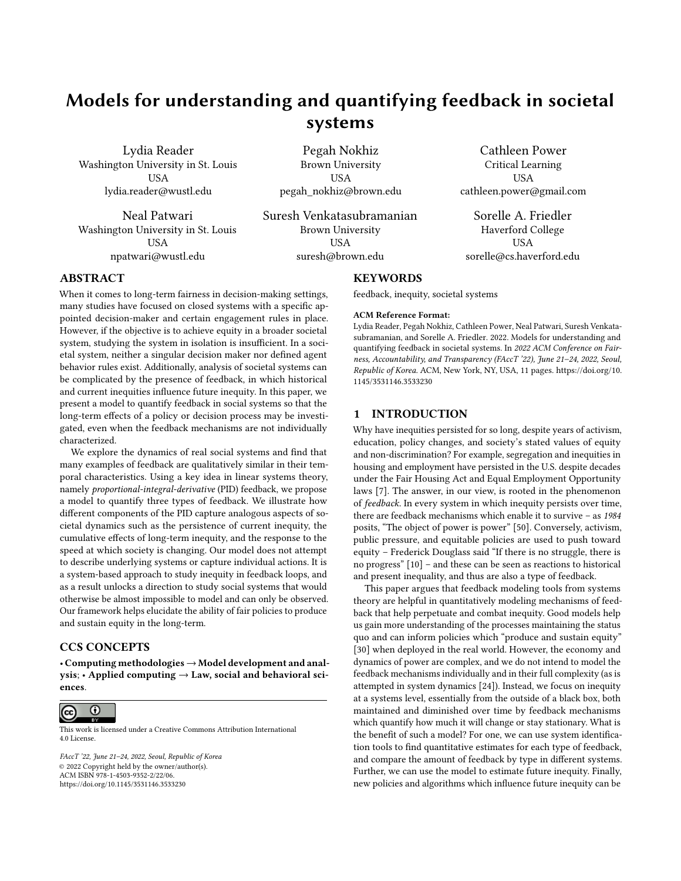# Models for understanding and quantifying feedback in societal systems

Lydia Reader
Washington University in St. Louis
USA
lydia.reader@wustl.edu

Pegah Nokhiz
Brown University
USA
pegah_nokhiz@brown.edu

Cathleen Power
Critical Learning
USA
cathleen.power@gmail.com

Neal Patwari
Washington University in St. Louis
USA
npatwari@wustl.edu

Suresh Venkatasubramanian
Brown University
USA
suresh@brown.edu

Sorelle A. Friedler
Haverford College
USA
sorelle@cs.haverford.edu

## ABSTRACT

When it comes to long-term fairness in decision-making settings, many studies have focused on closed systems with a specific appointed decision-maker and certain engagement rules in place. However, if the objective is to achieve equity in a broader societal system, studying the system in isolation is insufficient. In a societal system, neither a singular decision maker nor defined agent behavior rules exist. Additionally, analysis of societal systems can be complicated by the presence of feedback, in which historical and current inequities influence future inequity. In this paper, we present a model to quantify feedback in social systems so that the long-term effects of a policy or decision process may be investigated, even when the feedback mechanisms are not individually characterized.

We explore the dynamics of real social systems and find that many examples of feedback are qualitatively similar in their temporal characteristics. Using a key idea in linear systems theory, namely *proportional-integral-derivative* (PID) feedback, we propose a model to quantify three types of feedback. We illustrate how different components of the PID capture analogous aspects of societal dynamics such as the persistence of current inequity, the cumulative effects of long-term inequity, and the response to the speed at which society is changing. Our model does not attempt to describe underlying systems or capture individual actions. It is a system-based approach to study inequity in feedback loops, and as a result unlocks a direction to study social systems that would otherwise be almost impossible to model and can only be observed. Our framework helps elucidate the ability of fair policies to produce and sustain equity in the long-term.

## CCS CONCEPTS

• **Computing methodologies → Model development and analysis**; • **Applied computing → Law, social and behavioral sciences**.

This work is licensed under a Creative Commons Attribution International 4.0 License.

*FAccT '22, June 21–24, 2022, Seoul, Republic of Korea*
© 2022 Copyright held by the owner/author(s).
ACM ISBN 978-1-4503-9352-2/22/06.
https://doi.org/10.1145/3531146.3533230

## KEYWORDS

feedback, inequity, societal systems

**ACM Reference Format:**
Lydia Reader, Pegah Nokhiz, Cathleen Power, Neal Patwari, Suresh Venkatasubramanian, and Sorelle A. Friedler. 2022. Models for understanding and quantifying feedback in societal systems. In *2022 ACM Conference on Fairness, Accountability, and Transparency (FAccT '22), June 21–24, 2022, Seoul, Republic of Korea.* ACM, New York, NY, USA, 11 pages. https://doi.org/10.1145/3531146.3533230

## 1 INTRODUCTION

Why have inequities persisted for so long, despite years of activism, education, policy changes, and society's stated values of equity and non-discrimination? For example, segregation and inequities in housing and employment have persisted in the U.S. despite decades under the Fair Housing Act and Equal Employment Opportunity laws [7]. The answer, in our view, is rooted in the phenomenon of *feedback*. In every system in which inequity persists over time, there are feedback mechanisms which enable it to survive – as *1984* posits, "The object of power is power" [50]. Conversely, activism, public pressure, and equitable policies are used to push toward equity – Frederick Douglass said "If there is no struggle, there is no progress" [10] – and these can be seen as reactions to historical and present inequality, and thus are also a type of feedback.

This paper argues that feedback modeling tools from systems theory are helpful in quantitatively modeling mechanisms of feedback that help perpetuate and combat inequity. Good models help us gain more understanding of the processes maintaining the status quo and can inform policies which "produce and sustain equity" [30] when deployed in the real world. However, the economy and dynamics of power are complex, and we do not intend to model the feedback mechanisms individually and in their full complexity (as is attempted in system dynamics [24]). Instead, we focus on inequity at a systems level, essentially from the outside of a black box, both maintained and diminished over time by feedback mechanisms which quantify how much it will change or stay stationary. What is the benefit of such a model? For one, we can use system identification tools to find quantitative estimates for each type of feedback, and compare the amount of feedback by type in different systems. Further, we can use the model to estimate future inequity. Finally, new policies and algorithms which influence future inequity can be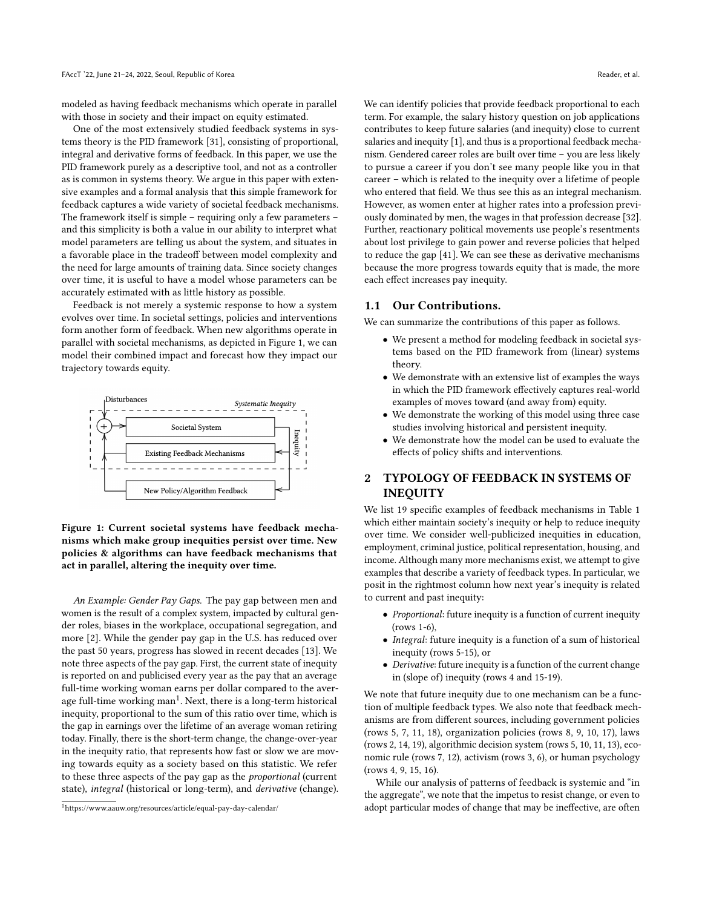modeled as having feedback mechanisms which operate in parallel with those in society and their impact on equity estimated.

One of the most extensively studied feedback systems in systems theory is the PID framework [31], consisting of proportional, integral and derivative forms of feedback. In this paper, we use the PID framework purely as a descriptive tool, and not as a controller as is common in systems theory. We argue in this paper with extensive examples and a formal analysis that this simple framework for feedback captures a wide variety of societal feedback mechanisms. The framework itself is simple – requiring only a few parameters – and this simplicity is both a value in our ability to interpret what model parameters are telling us about the system, and situates in a favorable place in the tradeoff between model complexity and the need for large amounts of training data. Since society changes over time, it is useful to have a model whose parameters can be accurately estimated with as little history as possible.

Feedback is not merely a systemic response to how a system evolves over time. In societal settings, policies and interventions form another form of feedback. When new algorithms operate in parallel with societal mechanisms, as depicted in Figure 1, we can model their combined impact and forecast how they impact our trajectory towards equity.

**Figure 1: Current societal systems have feedback mechanisms which make group inequities persist over time. New policies & algorithms can have feedback mechanisms that act in parallel, altering the inequity over time.**

*An Example: Gender Pay Gaps.* The pay gap between men and women is the result of a complex system, impacted by cultural gender roles, biases in the workplace, occupational segregation, and more [2]. While the gender pay gap in the U.S. has reduced over the past 50 years, progress has slowed in recent decades [13]. We note three aspects of the pay gap. First, the current state of inequity is reported on and publicised every year as the pay that an average full-time working woman earns per dollar compared to the average full-time working man[1]. Next, there is a long-term historical inequity, proportional to the sum of this ratio over time, which is the gap in earnings over the lifetime of an average woman retiring today. Finally, there is the short-term change, the change-over-year in the inequity ratio, that represents how fast or slow we are moving towards equity as a society based on this statistic. We refer to these three aspects of the pay gap as the *proportional* (current state), *integral* (historical or long-term), and *derivative* (change). We can identify policies that provide feedback proportional to each term. For example, the salary history question on job applications contributes to keep future salaries (and inequity) close to current salaries and inequity [1], and thus is a proportional feedback mechanism. Gendered career roles are built over time – you are less likely to pursue a career if you don't see many people like you in that career – which is related to the inequity over a lifetime of people who entered that field. We thus see this as an integral mechanism. However, as women enter at higher rates into a profession previously dominated by men, the wages in that profession decrease [32]. Further, reactionary political movements use people's resentments about lost privilege to gain power and reverse policies that helped to reduce the gap [41]. We can see these as derivative mechanisms because the more progress towards equity that is made, the more each effect increases pay inequity.

[1] https://www.aauw.org/resources/article/equal-pay-day-calendar/

## 1.1 Our Contributions.

We can summarize the contributions of this paper as follows.

- We present a method for modeling feedback in societal systems based on the PID framework from (linear) systems theory.
- We demonstrate with an extensive list of examples the ways in which the PID framework effectively captures real-world examples of moves toward (and away from) equity.
- We demonstrate the working of this model using three case studies involving historical and persistent inequity.
- We demonstrate how the model can be used to evaluate the effects of policy shifts and interventions.

# 2 TYPOLOGY OF FEEDBACK IN SYSTEMS OF INEQUITY

We list 19 specific examples of feedback mechanisms in Table 1 which either maintain society's inequity or help to reduce inequity over time. We consider well-publicized inequities in education, employment, criminal justice, political representation, housing, and income. Although many more mechanisms exist, we attempt to give examples that describe a variety of feedback types. In particular, we posit in the rightmost column how next year's inequity is related to current and past inequity:

- *Proportional*: future inequity is a function of current inequity (rows 1-6),
- *Integral*: future inequity is a function of a sum of historical inequity (rows 5-15), or
- *Derivative*: future inequity is a function of the current change in (slope of) inequity (rows 4 and 15-19).

We note that future inequity due to one mechanism can be a function of multiple feedback types. We also note that feedback mechanisms are from different sources, including government policies (rows 5, 7, 11, 18), organization policies (rows 8, 9, 10, 17), laws (rows 2, 14, 19), algorithmic decision system (rows 5, 10, 11, 13), economic rule (rows 7, 12), activism (rows 3, 6), or human psychology (rows 4, 9, 15, 16).

While our analysis of patterns of feedback is systemic and "in the aggregate", we note that the impetus to resist change, or even to adopt particular modes of change that may be ineffective, are often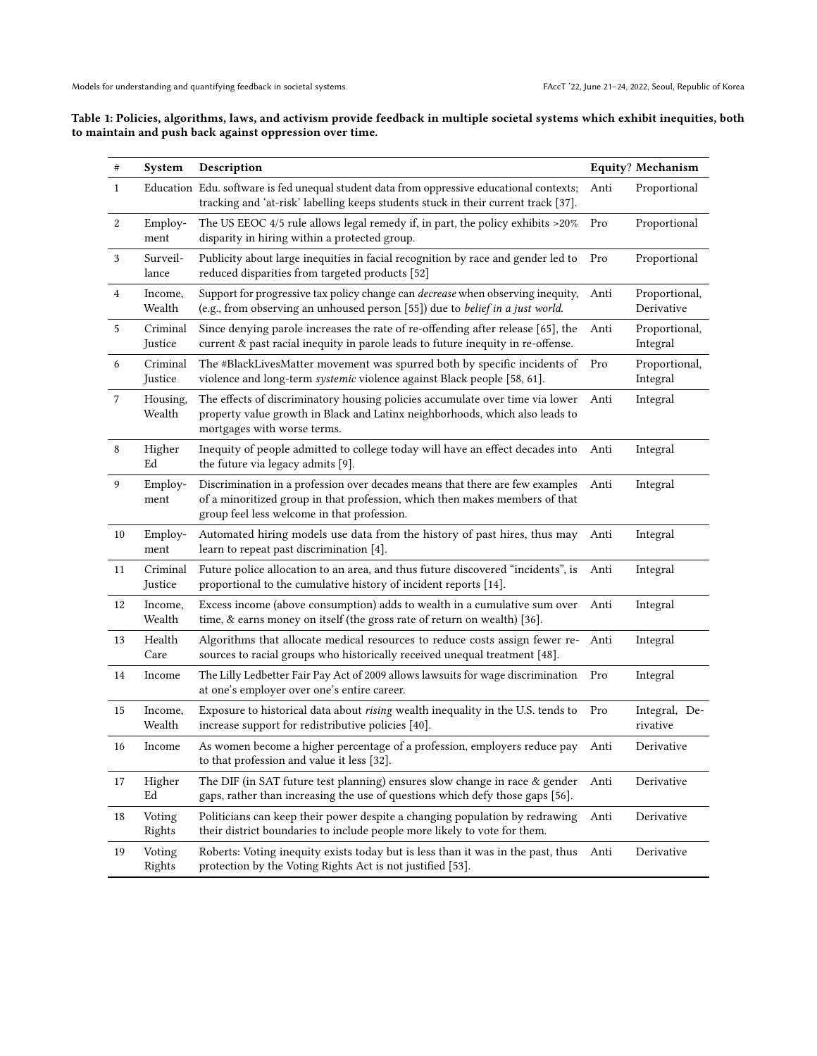**Table 1: Policies, algorithms, laws, and activism provide feedback in multiple societal systems which exhibit inequities, both to maintain and push back against oppression over time.**

| # | System | Description | Equity? | Mechanism |
|---|---|---|---|---|
| 1 | Education | Edu. software is fed unequal student data from oppressive educational contexts; tracking and 'at-risk' labelling keeps students stuck in their current track [37]. | Anti | Proportional |
| 2 | Employment | The US EEOC 4/5 rule allows legal remedy if, in part, the policy exhibits >20% disparity in hiring within a protected group. | Pro | Proportional |
| 3 | Surveillance | Publicity about large inequities in facial recognition by race and gender led to reduced disparities from targeted products [52] | Pro | Proportional |
| 4 | Income, Wealth | Support for progressive tax policy change can *decrease* when observing inequity, (e.g., from observing an unhoused person [55]) due to *belief in a just world*. | Anti | Proportional, Derivative |
| 5 | Criminal Justice | Since denying parole increases the rate of re-offending after release [65], the current & past racial inequity in parole leads to future inequity in re-offense. | Anti | Proportional, Integral |
| 6 | Criminal Justice | The #BlackLivesMatter movement was spurred both by specific incidents of violence and long-term *systemic* violence against Black people [58, 61]. | Pro | Proportional, Integral |
| 7 | Housing, Wealth | The effects of discriminatory housing policies accumulate over time via lower property value growth in Black and Latinx neighborhoods, which also leads to mortgages with worse terms. | Anti | Integral |
| 8 | Higher Ed | Inequity of people admitted to college today will have an effect decades into the future via legacy admits [9]. | Anti | Integral |
| 9 | Employment | Discrimination in a profession over decades means that there are few examples of a minoritized group in that profession, which then makes members of that group feel less welcome in that profession. | Anti | Integral |
| 10 | Employment | Automated hiring models use data from the history of past hires, thus may learn to repeat past discrimination [4]. | Anti | Integral |
| 11 | Criminal Justice | Future police allocation to an area, and thus future discovered "incidents", is proportional to the cumulative history of incident reports [14]. | Anti | Integral |
| 12 | Income, Wealth | Excess income (above consumption) adds to wealth in a cumulative sum over time, & earns money on itself (the gross rate of return on wealth) [36]. | Anti | Integral |
| 13 | Health Care | Algorithms that allocate medical resources to reduce costs assign fewer resources to racial groups who historically received unequal treatment [48]. | Anti | Integral |
| 14 | Income | The Lilly Ledbetter Fair Pay Act of 2009 allows lawsuits for wage discrimination at one's employer over one's entire career. | Pro | Integral |
| 15 | Income, Wealth | Exposure to historical data about *rising* wealth inequality in the U.S. tends to increase support for redistributive policies [40]. | Pro | Integral, Derivative |
| 16 | Income | As women become a higher percentage of a profession, employers reduce pay to that profession and value it less [32]. | Anti | Derivative |
| 17 | Higher Ed | The DIF (in SAT future test planning) ensures slow change in race & gender gaps, rather than increasing the use of questions which defy those gaps [56]. | Anti | Derivative |
| 18 | Voting Rights | Politicians can keep their power despite a changing population by redrawing their district boundaries to include people more likely to vote for them. | Anti | Derivative |
| 19 | Voting Rights | Roberts: Voting inequity exists today but is less than it was in the past, thus protection by the Voting Rights Act is not justified [53]. | Anti | Derivative |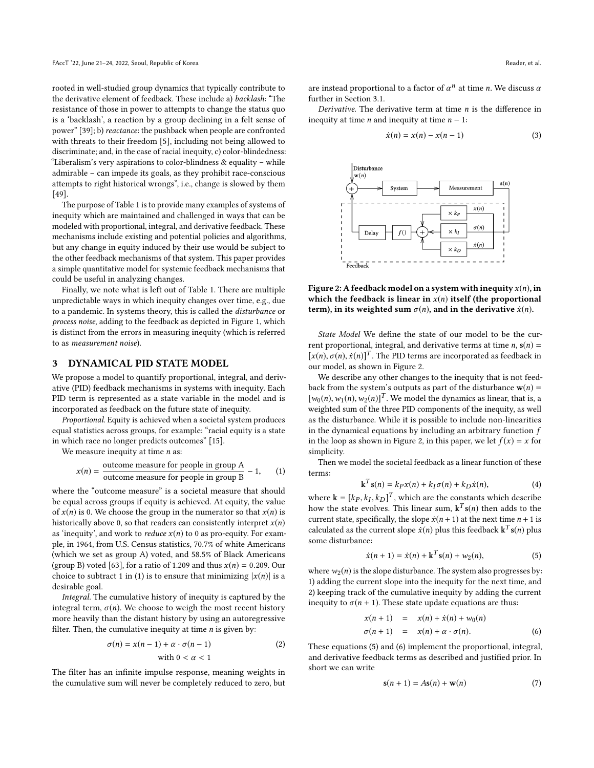rooted in well-studied group dynamics that typically contribute to the derivative element of feedback. These include a) *backlash*: "The resistance of those in power to attempts to change the status quo is a 'backlash', a reaction by a group declining in a felt sense of power" [39]; b) *reactance*: the pushback when people are confronted with threats to their freedom [5], including not being allowed to discriminate; and, in the case of racial inequity, c) color-blindedness: "Liberalism's very aspirations to color-blindness & equality – while admirable – can impede its goals, as they prohibit race-conscious attempts to right historical wrongs", i.e., change is slowed by them [49].

The purpose of Table 1 is to provide many examples of systems of inequity which are maintained and challenged in ways that can be modeled with proportional, integral, and derivative feedback. These mechanisms include existing and potential policies and algorithms, but any change in equity induced by their use would be subject to the other feedback mechanisms of that system. This paper provides a simple quantitative model for systemic feedback mechanisms that could be useful in analyzing changes.

Finally, we note what is left out of Table 1. There are multiple unpredictable ways in which inequity changes over time, e.g., due to a pandemic. In systems theory, this is called the *disturbance* or *process noise*, adding to the feedback as depicted in Figure 1, which is distinct from the errors in measuring inequity (which is referred to as *measurement noise*).

## 3 DYNAMICAL PID STATE MODEL

We propose a model to quantify proportional, integral, and derivative (PID) feedback mechanisms in systems with inequity. Each PID term is represented as a state variable in the model and is incorporated as feedback on the future state of inequity.

*Proportional.* Equity is achieved when a societal system produces equal statistics across groups, for example: "racial equity is a state in which race no longer predicts outcomes" [15].

We measure inequity at time $n$ as:

$$x(n) = \frac{\text{outcome measure for people in group A}}{\text{outcome measure for people in group B}} - 1, \quad (1)$$

where the "outcome measure" is a societal measure that should be equal across groups if equity is achieved. At equity, the value of $x(n)$ is 0. We choose the group in the numerator so that $x(n)$ is historically above 0, so that readers can consistently interpret $x(n)$ as 'inequity', and work to *reduce* $x(n)$ to 0 as pro-equity. For example, in 1964, from U.S. Census statistics, 70.7% of white Americans (which we set as group A) voted, and 58.5% of Black Americans (group B) voted [63], for a ratio of 1.209 and thus $x(n) = 0.209$. Our choice to subtract 1 in (1) is to ensure that minimizing $|x(n)|$ is a desirable goal.

*Integral.* The cumulative history of inequity is captured by the integral term, $\sigma(n)$. We choose to weigh the most recent history more heavily than the distant history by using an autoregressive filter. Then, the cumulative inequity at time $n$ is given by:

$$\sigma(n) = x(n-1) + \alpha \cdot \sigma(n-1) \quad (2)$$
$$\text{with } 0 < \alpha < 1$$

The filter has an infinite impulse response, meaning weights in the cumulative sum will never be completely reduced to zero, but are instead proportional to a factor of $\alpha^n$ at time $n$. We discuss $\alpha$ further in Section 3.1.

*Derivative.* The derivative term at time $n$ is the difference in inequity at time $n$ and inequity at time $n-1$:

$$\dot{x}(n) = x(n) - x(n-1) \quad (3)$$

**Figure 2: A feedback model on a system with inequity $x(n)$, in which the feedback is linear in $x(n)$ itself (the proportional term), in its weighted sum $\sigma(n)$, and in the derivative $\dot{x}(n)$.**

*State Model* We define the state of our model to be the current proportional, integral, and derivative terms at time $n$, $\mathbf{s}(n) = [x(n), \sigma(n), \dot{x}(n)]^T$. The PID terms are incorporated as feedback in our model, as shown in Figure 2.

We describe any other changes to the inequity that is not feedback from the system's outputs as part of the disturbance $\mathbf{w}(n) = [w_0(n), w_1(n), w_2(n)]^T$. We model the dynamics as linear, that is, a weighted sum of the three PID components of the inequity, as well as the disturbance. While it is possible to include non-linearities in the dynamical equations by including an arbitrary function $f$ in the loop as shown in Figure 2, in this paper, we let $f(x) = x$ for simplicity.

Then we model the societal feedback as a linear function of these terms:

$$\mathbf{k}^T\mathbf{s}(n) = k_P x(n) + k_I \sigma(n) + k_D \dot{x}(n), \quad (4)$$

where $\mathbf{k} = [k_P, k_I, k_D]^T$, which are the constants which describe how the state evolves. This linear sum, $\mathbf{k}^T\mathbf{s}(n)$ then adds to the current state, specifically, the slope $\dot{x}(n+1)$ at the next time $n+1$ is calculated as the current slope $\dot{x}(n)$ plus this feedback $\mathbf{k}^T\mathbf{s}(n)$ plus some disturbance:

$$\dot{x}(n+1) = \dot{x}(n) + \mathbf{k}^T\mathbf{s}(n) + w_2(n), \quad (5)$$

where $w_2(n)$ is the slope disturbance. The system also progresses by: 1) adding the current slope into the inequity for the next time, and 2) keeping track of the cumulative inequity by adding the current inequity to $\sigma(n+1)$. These state update equations are thus:

$$\begin{aligned} x(n+1) &= x(n) + \dot{x}(n) + w_0(n) \\ \sigma(n+1) &= x(n) + \alpha \cdot \sigma(n). \end{aligned} \quad (6)$$

These equations (5) and (6) implement the proportional, integral, and derivative feedback terms as described and justified prior. In short we can write

$$\mathbf{s}(n+1) = A\mathbf{s}(n) + \mathbf{w}(n) \quad (7)$$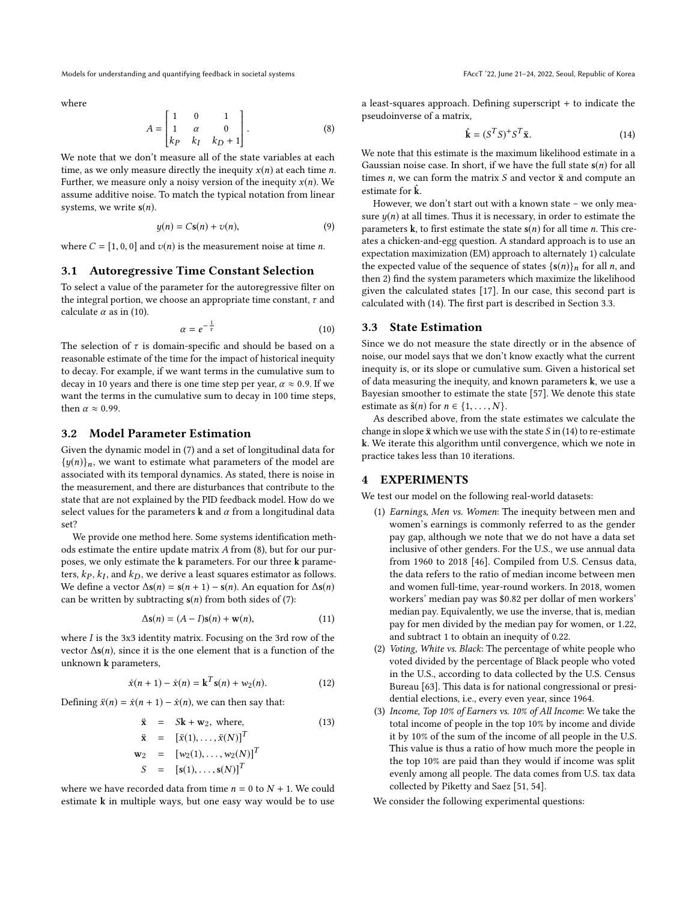where

$$A = \begin{bmatrix} 1 & 0 & 1 \\ 1 & \alpha & 0 \\ k_P & k_I & k_D + 1 \end{bmatrix}. \tag{8}$$

We note that we don't measure all of the state variables at each time, as we only measure directly the inequity $x(n)$ at each time $n$. Further, we measure only a noisy version of the inequity $x(n)$. We assume additive noise. To match the typical notation from linear systems, we write $\mathbf{s}(n)$.

$$y(n) = C\mathbf{s}(n) + v(n), \tag{9}$$

where $C = [1, 0, 0]$ and $v(n)$ is the measurement noise at time $n$.

### 3.1 Autoregressive Time Constant Selection

To select a value of the parameter for the autoregressive filter on the integral portion, we choose an appropriate time constant, $\tau$ and calculate $\alpha$ as in (10).

$$\alpha = e^{-\frac{1}{\tau}} \tag{10}$$

The selection of $\tau$ is domain-specific and should be based on a reasonable estimate of the for the time for the impact of historical inequity to decay. For example, if we want terms in the cumulative sum to decay in 10 years and there is one time step per year, $\alpha \approx 0.9$. If we want the terms in the cumulative sum to decay in 100 time steps, then $\alpha \approx 0.99$.

### 3.2 Model Parameter Estimation

Given the dynamic model in (7) and a set of longitudinal data for $\{y(n)\}_n$, we want to estimate what parameters of the model are associated with its temporal dynamics. As stated, there is noise in the measurement, and there are disturbances that contribute to the state that are not explained by the PID feedback model. How do we select values for the parameters $\mathbf{k}$ and $\alpha$ from a longitudinal data set?

We provide one method here. Some systems identification methods estimate the entire update matrix $A$ from (8), but for our purposes, we only estimate the $\mathbf{k}$ parameters. For our three $\mathbf{k}$ parameters, $k_P$, $k_I$, and $k_D$, we derive a least squares estimator as follows. We define a vector $\Delta\mathbf{s}(n) = \mathbf{s}(n+1) - \mathbf{s}(n)$. An equation for $\Delta\mathbf{s}(n)$ can be written by subtracting $\mathbf{s}(n)$ from both sides of (7):

$$\Delta\mathbf{s}(n) = (A - I)\mathbf{s}(n) + \mathbf{w}(n), \tag{11}$$

where $I$ is the 3x3 identity matrix. Focusing on the 3rd row of the vector $\Delta\mathbf{s}(n)$, since it is the one element that is a function of the unknown $\mathbf{k}$ parameters,

$$\dot{x}(n+1) - \dot{x}(n) = \mathbf{k}^T\mathbf{s}(n) + w_2(n). \tag{12}$$

Defining $\ddot{x}(n) = \dot{x}(n+1) - \dot{x}(n)$, we can then say that:

$$\begin{aligned} \ddot{\mathbf{x}} &= S\mathbf{k} + \mathbf{w}_2, \text{ where,} \\ \ddot{\mathbf{x}} &= [\ddot{x}(1), \ldots, \ddot{x}(N)]^T \\ \mathbf{w}_2 &= [w_2(1), \ldots, w_2(N)]^T \\ S &= [\mathbf{s}(1), \ldots, \mathbf{s}(N)]^T \end{aligned} \tag{13}$$

where we have recorded data from time $n = 0$ to $N + 1$. We could estimate $\mathbf{k}$ in multiple ways, but one easy way would be to use a least-squares approach. Defining superscript + to indicate the pseudoinverse of a matrix,

$$\hat{\mathbf{k}} = (S^T S)^+ S^T \ddot{\mathbf{x}}. \tag{14}$$

We note that this estimate is the maximum likelihood estimate in a Gaussian noise case. In short, if we have the full state $\mathbf{s}(n)$ for all times $n$, we can form the matrix $S$ and vector $\ddot{\mathbf{x}}$ and compute an estimate for $\hat{\mathbf{k}}$.

However, we don't start out with a known state – we only measure $y(n)$ at all times. Thus it is necessary, in order to estimate the parameters $\mathbf{k}$, to first estimate the state $\mathbf{s}(n)$ for all time $n$. This creates a chicken-and-egg question. A standard approach is to use an expectation maximization (EM) approach to alternately 1) calculate the expected value of the sequence of states $\{\mathbf{s}(n)\}_n$ for all $n$, and then 2) find the system parameters which maximize the likelihood given the calculated states [17]. In our case, this second part is calculated with (14). The first part is described in Section 3.3.

### 3.3 State Estimation

Since we do not measure the state directly or in the absence of noise, our model says that we don't know exactly what the current inequity is, or its slope or cumulative sum. Given a historical set of data measuring the inequity, and known parameters $\mathbf{k}$, we use a Bayesian smoother to estimate the state [57]. We denote this state estimate as $\hat{\mathbf{s}}(n)$ for $n \in \{1, \ldots, N\}$.

As described above, from the state estimates we calculate the change in slope $\ddot{\mathbf{x}}$ which we use with the state $S$ in (14) to re-estimate $\mathbf{k}$. We iterate this algorithm until convergence, which we note in practice takes less than 10 iterations.

## 4 EXPERIMENTS

We test our model on the following real-world datasets:

1. *Earnings, Men vs. Women*: The inequity between men and women's earnings is commonly referred to as the gender pay gap, although we note that we do not have a data set inclusive of other genders. For the U.S., we use annual data from 1960 to 2018 [46]. Compiled from U.S. Census data, the data refers to the ratio of median income between men and women full-time, year-round workers. In 2018, women workers' median pay was $0.82 per dollar of men workers' median pay. Equivalently, we use the inverse, that is, median pay for men divided by the median pay for women, or 1.22, and subtract 1 to obtain an inequity of 0.22.
2. *Voting, White vs. Black*: The percentage of white people who voted divided by the percentage of Black people who voted in the U.S., according to data collected by the U.S. Census Bureau [63]. This data is for national congressional or presidential elections, i.e., every even year, since 1964.
3. *Income, Top 10% of Earners vs. 10% of All Income*: We take the total income of people in the top 10% by income and divide it by 10% of the sum of the income of all people in the U.S. This value is thus a ratio of how much more the people in the top 10% are paid than they would if income was split evenly among all people. The data comes from U.S. tax data collected by Piketty and Saez [51, 54].

We consider the following experimental questions: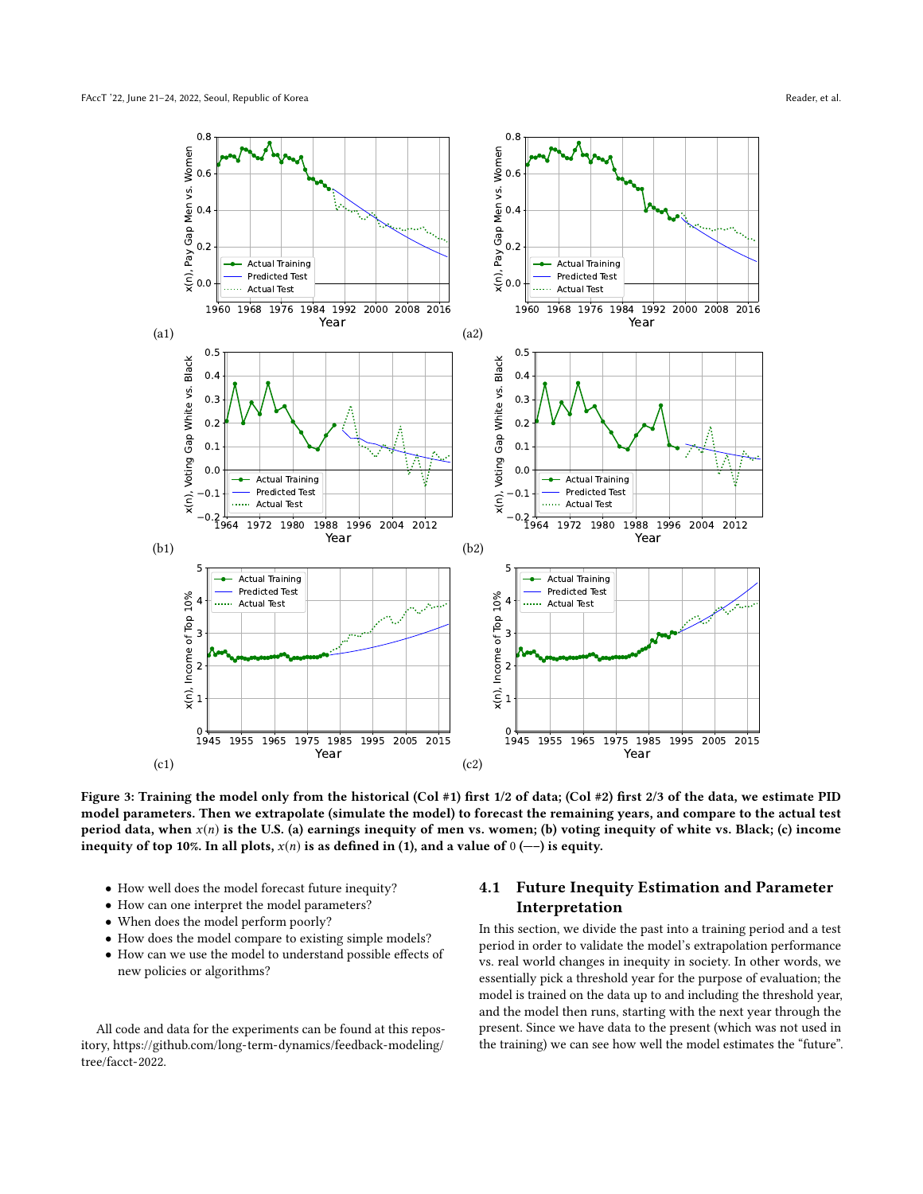Figure 3: Training the model only from the historical (Col #1) first 1/2 of data; (Col #2) first 2/3 of the data, we estimate PID model parameters. Then we extrapolate (simulate the model) to forecast the remaining years, and compare to the actual test period data, when $x(n)$ is the U.S. (a) earnings inequity of men vs. women; (b) voting inequity of white vs. Black; (c) income inequity of top 10%. In all plots, $x(n)$ is as defined in (1), and a value of 0 (—) is equity.

- How well does the model forecast future inequity?
- How can one interpret the model parameters?
- When does the model perform poorly?
- How does the model compare to existing simple models?
- How can we use the model to understand possible effects of new policies or algorithms?

All code and data for the experiments can be found at this repository, https://github.com/long-term-dynamics/feedback-modeling/tree/facct-2022.

## 4.1 Future Inequity Estimation and Parameter Interpretation

In this section, we divide the past into a training period and a test period in order to validate the model's extrapolation performance vs. real world changes in inequity in society. In other words, we essentially pick a threshold year for the purpose of evaluation; the model is trained on the data up to and including the threshold year, and the model then runs, starting with the next year through the present. Since we have data to the present (which was not used in the training) we can see how well the model estimates the "future".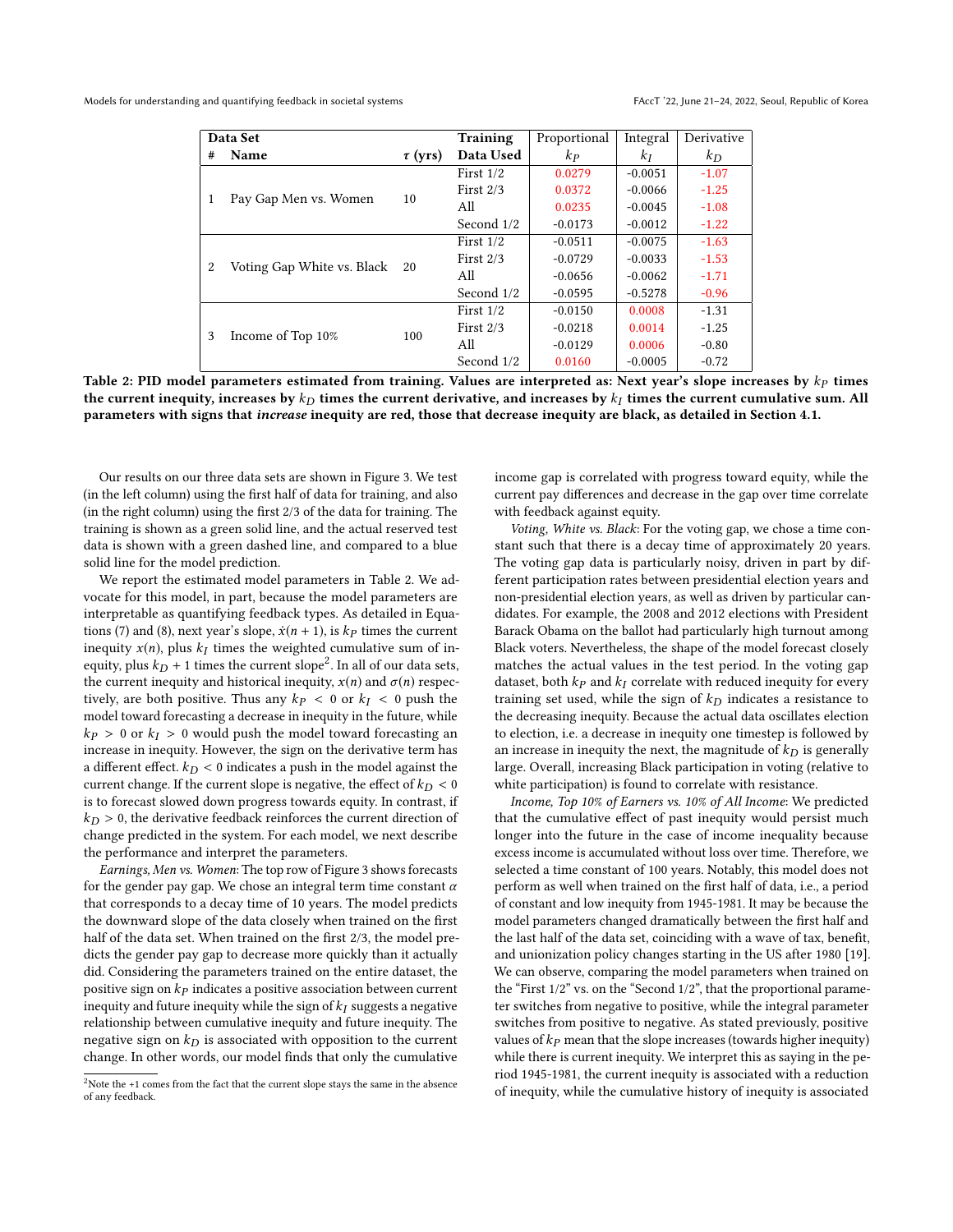| Data Set | | | Training | Proportional | Integral | Derivative |
|---|---|---|---|---|---|---|
| # | Name | $\tau$ (yrs) | Data Used | $k_P$ | $k_I$ | $k_D$ |
| 1 | Pay Gap Men vs. Women | 10 | First 1/2 | 0.0279 | -0.0051 | -1.07 |
| | | | First 2/3 | 0.0372 | -0.0066 | -1.25 |
| | | | All | 0.0235 | -0.0045 | -1.08 |
| | | | Second 1/2 | -0.0173 | -0.0012 | -1.22 |
| 2 | Voting Gap White vs. Black | 20 | First 1/2 | -0.0511 | -0.0075 | -1.63 |
| | | | First 2/3 | -0.0729 | -0.0033 | -1.53 |
| | | | All | -0.0656 | -0.0062 | -1.71 |
| | | | Second 1/2 | -0.0595 | -0.5278 | -0.96 |
| 3 | Income of Top 10% | 100 | First 1/2 | -0.0150 | 0.0008 | -1.31 |
| | | | First 2/3 | -0.0218 | 0.0014 | -1.25 |
| | | | All | -0.0129 | 0.0006 | -0.80 |
| | | | Second 1/2 | 0.0160 | -0.0005 | -0.72 |

**Table 2: PID model parameters estimated from training. Values are interpreted as: Next year's slope increases by $k_P$ times the current inequity, increases by $k_D$ times the current derivative, and increases by $k_I$ times the current cumulative sum. All parameters with signs that *increase* inequity are red, those that decrease inequity are black, as detailed in Section 4.1.**

Our results on our three data sets are shown in Figure 3. We test (in the left column) using the first half of data for training, and also (in the right column) using the first 2/3 of the data for training. The training is shown as a green solid line, and the actual reserved test data is shown with a green dashed line, and compared to a blue solid line for the model prediction.

We report the estimated model parameters in Table 2. We advocate for this model, in part, because the model parameters are interpretable as quantifying feedback types. As detailed in Equations (7) and (8), next year's slope, $\dot{x}(n+1)$, is $k_P$ times the current inequity $x(n)$, plus $k_I$ times the weighted cumulative sum of inequity, plus $k_D + 1$ times the current slope[2]. In all of our data sets, the current inequity and historical inequity, $x(n)$ and $\sigma(n)$ respectively, are both positive. Thus any $k_P < 0$ or $k_I < 0$ push the model toward forecasting a decrease in inequity in the future, while $k_P > 0$ or $k_I > 0$ would push the model toward forecasting an increase in inequity. However, the sign on the derivative term has a different effect. $k_D < 0$ indicates a push in the model against the current change. If the current slope is negative, the effect of $k_D < 0$ is to forecast slowed down progress towards equity. In contrast, if $k_D > 0$, the derivative feedback reinforces the current direction of change predicted in the system. For each model, we next describe the performance and interpret the parameters.

*Earnings, Men vs. Women*: The top row of Figure 3 shows forecasts for the gender pay gap. We chose an integral term time constant $\alpha$ that corresponds to a decay time of 10 years. The model predicts the downward slope of the data closely when trained on the first half of the data set. When trained on the first 2/3, the model predicts the gender pay gap to decrease more quickly than it actually did. Considering the parameters trained on the entire dataset, the positive sign on $k_P$ indicates a positive association between current inequity and future inequity while the sign of $k_I$ suggests a negative relationship between cumulative inequity and future inequity. The negative sign on $k_D$ is associated with opposition to the current change. In other words, our model finds that only the cumulative income gap is correlated with progress toward equity, while the current pay differences and decrease in the gap over time correlate with feedback against equity.

*Voting, White vs. Black*: For the voting gap, we chose a time constant such that there is a decay time of approximately 20 years. The voting gap data is particularly noisy, driven in part by different participation rates between presidential election years and non-presidential election years, as well as driven by particular candidates. For example, the 2008 and 2012 elections with President Barack Obama on the ballot had particularly high turnout among Black voters. Nevertheless, the shape of the model forecast closely matches the actual values in the test period. In the voting gap dataset, both $k_P$ and $k_I$ correlate with reduced inequity for every training set used, while the sign of $k_D$ indicates a resistance to the decreasing inequity. Because the actual data oscillates election to election, i.e. a decrease in inequity one timestep is followed by an increase in inequity the next, the magnitude of $k_D$ is generally large. Overall, increasing Black participation in voting (relative to white participation) is found to correlate with resistance.

*Income, Top 10% of Earners vs. 10% of All Income*: We predicted that the cumulative effect of past inequity would persist much longer into the future in the case of income inequality because excess income is accumulated without loss over time. Therefore, we selected a time constant of 100 years. Notably, this model does not perform as well when trained on the first half of data, i.e., a period of constant and low inequity from 1945-1981. It may be because the model parameters changed dramatically between the first half and the last half of the data set, coinciding with a wave of tax, benefit, and unionization policy changes starting in the US after 1980 [19]. We can observe, comparing the model parameters when trained on the "First 1/2" vs. on the "Second 1/2", that the proportional parameter switches from negative to positive, while the integral parameter switches from positive to negative. As stated previously, positive values of $k_P$ mean that the slope increases (towards higher inequity) while there is current inequity. We interpret this as saying in the period 1945-1981, the current inequity is associated with a reduction of inequity, while the cumulative history of inequity is associated

[2] Note the +1 comes from the fact that the current slope stays the same in the absence of any feedback.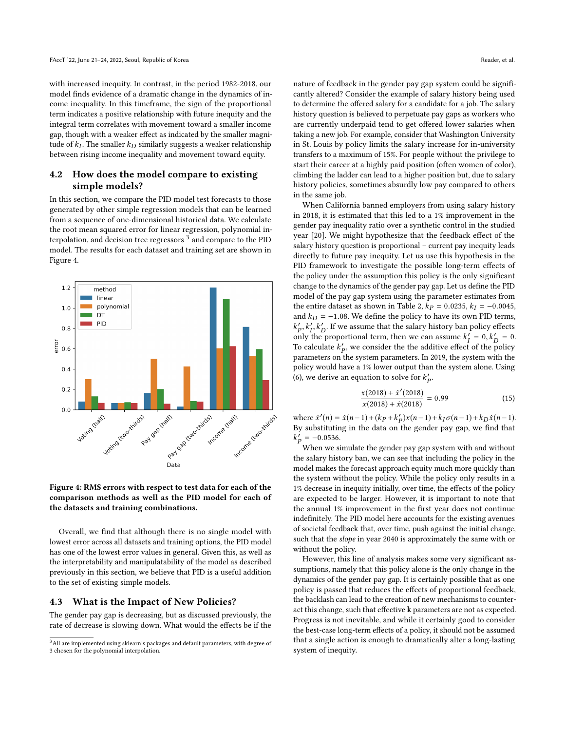with increased inequity. In contrast, in the period 1982-2018, our model finds evidence of a dramatic change in the dynamics of income inequality. In this timeframe, the sign of the proportional term indicates a positive relationship with future income inequity and the integral term correlates with movement toward a smaller income gap, though with a weaker effect as indicated by the smaller magnitude of $k_I$. The smaller $k_D$ similarly suggests a weaker relationship between rising income inequality and movement toward equity.

## 4.2 How does the model compare to existing simple models?

In this section, we compare the PID model test forecasts to those generated by other simple regression models that can be learned from a sequence of one-dimensional historical data. We calculate the root mean squared error for linear regression, polynomial interpolation, and decision tree regressors [3] and compare to the PID model. The results for each dataset and training set are shown in Figure 4.

**Figure 4: RMS errors with respect to test data for each of the comparison methods as well as the PID model for each of the datasets and training combinations.**

Overall, we find that although there is no single model with lowest error across all datasets and training options, the PID model has one of the lowest error values in general. Given this, as well as the interpretability and manipulatability of the model as described previously in this section, we believe that PID is a useful addition to the set of existing simple models.

## 4.3 What is the Impact of New Policies?

The gender pay gap is decreasing, but as discussed previously, the rate of decrease is slowing down. What would the effects be if the nature of feedback in the gender pay gap system could be significantly altered? Consider the example of salary history being used to determine the offered salary for a candidate for a job. The salary history question is believed to perpetuate pay gaps as workers who are currently underpaid tend to get offered lower salaries when taking a new job. For example, consider that Washington University in St. Louis by policy limits the salary increase for in-university transfers to a maximum of 15%. For people without the privilege to start their career at a highly paid position (often women of color), climbing the ladder can lead to a higher position but, due to salary history policies, sometimes absurdly low pay compared to others in the same job.

When California banned employers from using salary history in 2018, it is estimated that this led to a 1% improvement in the gender pay inequality ratio over a synthetic control in the studied year [20]. We might hypothesize that the feedback effect of the salary history question is proportional – current pay inequity leads directly to future pay inequity. Let us use this hypothesis in the PID framework to investigate the possible long-term effects of the policy under the assumption this policy is the only significant change to the dynamics of the gender pay gap. Let us define the PID model of the pay gap system using the parameter estimates from the entire dataset as shown in Table 2, $k_P = 0.0235$, $k_I = -0.0045$, and $k_D = -1.08$. We define the policy to have its own PID terms, $k'_P, k'_I, k'_D$. If we assume that the salary history ban policy effects only the proportional term, then we can assume $k'_I = 0, k'_D = 0$. To calculate $k'_P$, we consider the the additive effect of the policy parameters on the system parameters. In 2019, the system with the policy would have a 1% lower output than the system alone. Using (6), we derive an equation to solve for $k'_P$.

$$\frac{x(2018) + \dot{x}'(2018)}{x(2018) + \dot{x}(2018)} = 0.99 \tag{15}$$

where $\dot{x}'(n) = \dot{x}(n-1) + (k_P + k'_P)x(n-1) + k_I\sigma(n-1) + k_D\dot{x}(n-1)$. By substituting in the data on the gender pay gap, we find that $k'_P = -0.0536$.

When we simulate the gender pay gap system with and without the salary history ban, we can see that including the policy in the model makes the forecast approach equity much more quickly than the system without the policy. While the policy only results in a 1% decrease in inequity initially, over time, the effects of the policy are expected to be larger. However, it is important to note that the annual 1% improvement in the first year does not continue indefinitely. The PID model here accounts for the existing avenues of societal feedback that, over time, push against the initial change, such that the *slope* in year 2040 is approximately the same with or without the policy.

However, this line of analysis makes some very significant assumptions, namely that this policy alone is the only change in the dynamics of the gender pay gap. It is certainly possible that as one policy is passed that reduces the effects of proportional feedback, the backlash can lead to the creation of new mechanisms to counteract this change, such that effective **k** parameters are not as expected. Progress is not inevitable, and while it certainly good to consider the best-case long-term effects of a policy, it should not be assumed that a single action is enough to dramatically alter a long-lasting system of inequity.

[3] All are implemented using sklearn's packages and default parameters, with degree of 3 chosen for the polynomial interpolation.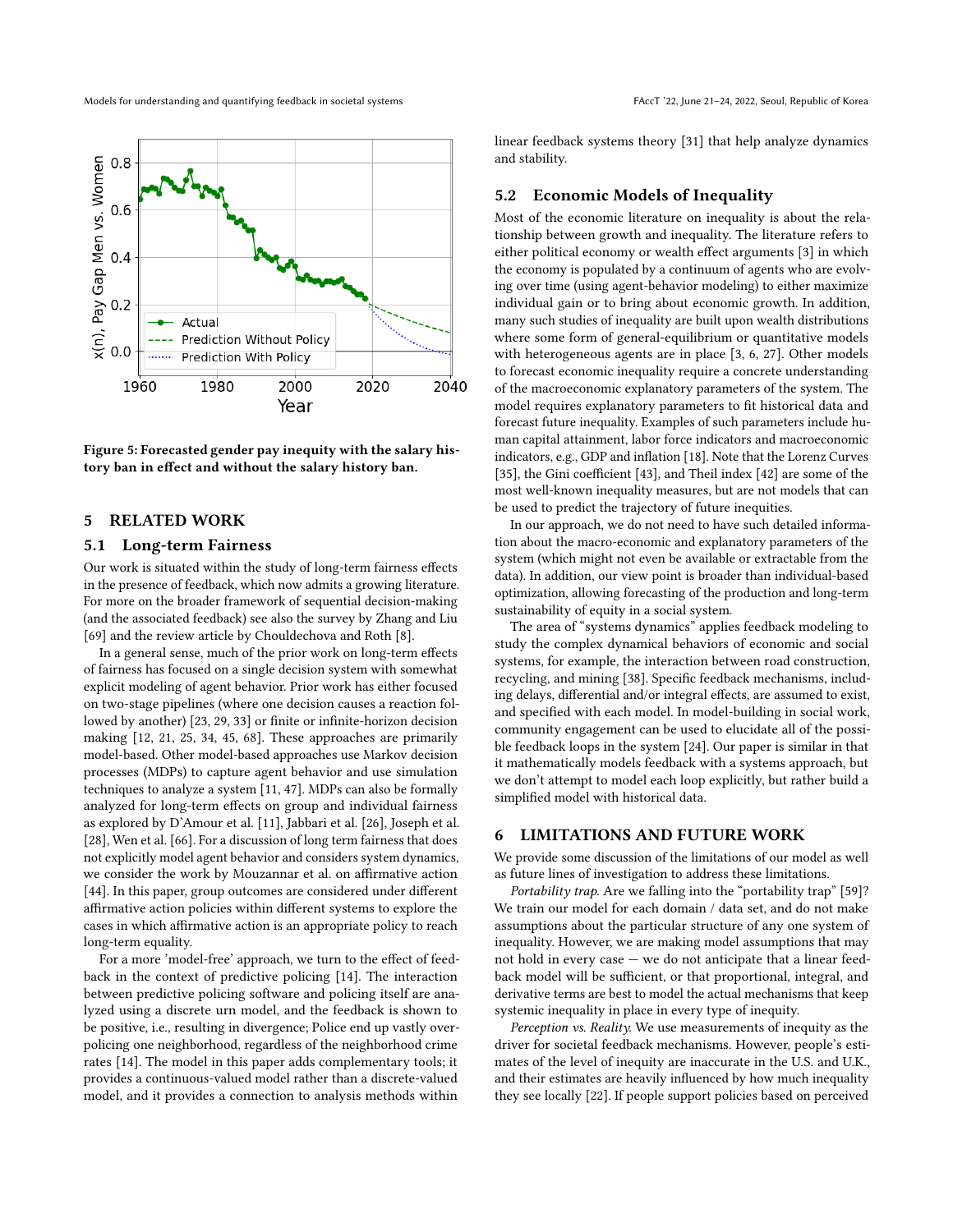Figure 5: Forecasted gender pay inequity with the salary history ban in effect and without the salary history ban.

## 5 RELATED WORK

### 5.1 Long-term Fairness

Our work is situated within the study of long-term fairness effects in the presence of feedback, which now admits a growing literature. For more on the broader framework of sequential decision-making (and the associated feedback) see also the survey by Zhang and Liu [69] and the review article by Chouldechova and Roth [8].

In a general sense, much of the prior work on long-term effects of fairness has focused on a single decision system with somewhat explicit modeling of agent behavior. Prior work has either focused on two-stage pipelines (where one decision causes a reaction followed by another) [23, 29, 33] or finite or infinite-horizon decision making [12, 21, 25, 34, 45, 68]. These approaches are primarily model-based. Other model-based approaches use Markov decision processes (MDPs) to capture agent behavior and use simulation techniques to analyze a system [11, 47]. MDPs can also be formally analyzed for long-term effects on group and individual fairness as explored by D'Amour et al. [11], Jabbari et al. [26], Joseph et al. [28], Wen et al. [66]. For a discussion of long term fairness that does not explicitly model agent behavior and considers system dynamics, we consider the work by Mouzannar et al. on affirmative action [44]. In this paper, group outcomes are considered under different affirmative action policies within different systems to explore the cases in which affirmative action is an appropriate policy to reach long-term equality.

For a more 'model-free' approach, we turn to the effect of feedback in the context of predictive policing [14]. The interaction between predictive policing software and policing itself are analyzed using a discrete urn model, and the feedback is shown to be positive, i.e., resulting in divergence; Police end up vastly overpolicing one neighborhood, regardless of the neighborhood crime rates [14]. The model in this paper adds complementary tools; it provides a continuous-valued model rather than a discrete-valued model, and it provides a connection to analysis methods within linear feedback systems theory [31] that help analyze dynamics and stability.

### 5.2 Economic Models of Inequality

Most of the economic literature on inequality is about the relationship between growth and inequality. The literature refers to either political economy or wealth effect arguments [3] in which the economy is populated by a continuum of agents who are evolving over time (using agent-behavior modeling) to either maximize individual gain or to bring about economic growth. In addition, many such studies of inequality are built upon wealth distributions where some form of general-equilibrium or quantitative models with heterogeneous agents are in place [3, 6, 27]. Other models to forecast economic inequality require a concrete understanding of the macroeconomic explanatory parameters of the system. The model requires explanatory parameters to fit historical data and forecast future inequality. Examples of such parameters include human capital attainment, labor force indicators and macroeconomic indicators, e.g., GDP and inflation [18]. Note that the Lorenz Curves [35], the Gini coefficient [43], and Theil index [42] are some of the most well-known inequality measures, but are not models that can be used to predict the trajectory of future inequities.

In our approach, we do not need to have such detailed information about the macro-economic and explanatory parameters of the system (which might not even be available or extractable from the data). In addition, our view point is broader than individual-based optimization, allowing forecasting of the production and long-term sustainability of equity in a social system.

The area of "systems dynamics" applies feedback modeling to study the complex dynamical behaviors of economic and social systems, for example, the interaction between road construction, recycling, and mining [38]. Specific feedback mechanisms, including delays, differential and/or integral effects, are assumed to exist, and specified with each model. In model-building in social work, community engagement can be used to elucidate all of the possible feedback loops in the system [24]. Our paper is similar in that it mathematically models feedback with a systems approach, but we don't attempt to model each loop explicitly, but rather build a simplified model with historical data.

## 6 LIMITATIONS AND FUTURE WORK

We provide some discussion of the limitations of our model as well as future lines of investigation to address these limitations.

*Portability trap.* Are we falling into the "portability trap" [59]? We train our model for each domain / data set, and do not make assumptions about the particular structure of any one system of inequality. However, we are making model assumptions that may not hold in every case — we do not anticipate that a linear feedback model will be sufficient, or that proportional, integral, and derivative terms are best to model the actual mechanisms that keep systemic inequality in place in every type of inequity.

*Perception vs. Reality.* We use measurements of inequity as the driver for societal feedback mechanisms. However, people's estimates of the level of inequity are inaccurate in the U.S. and U.K., and their estimates are heavily influenced by how much inequality they see locally [22]. If people support policies based on perceived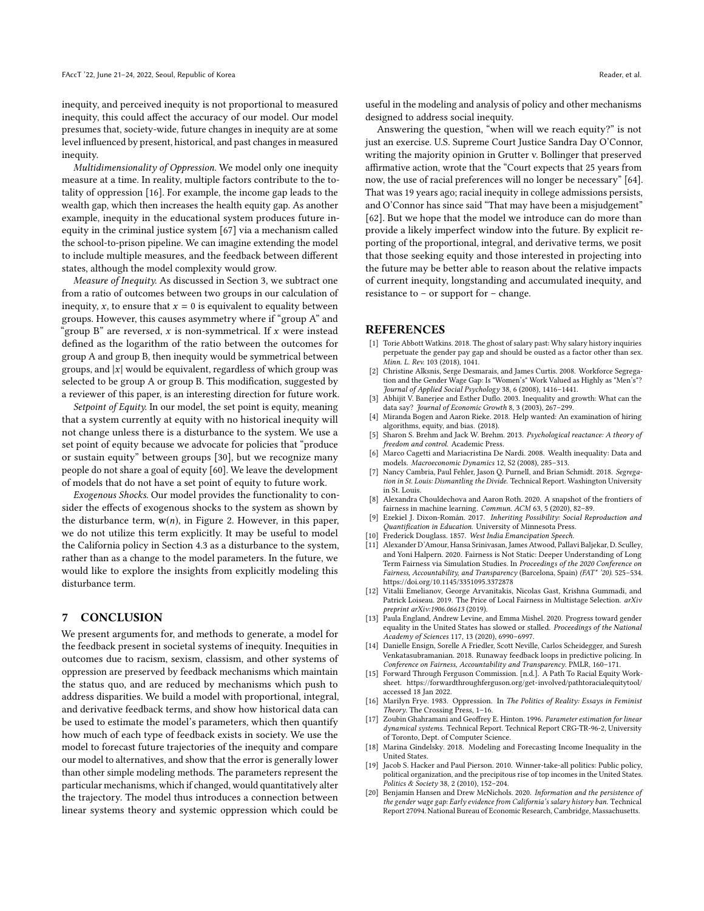inequity, and perceived inequity is not proportional to measured inequity, this could affect the accuracy of our model. Our model presumes that, society-wide, future changes in inequity are at some level influenced by present, historical, and past changes in measured inequity.

*Multidimensionality of Oppression.* We model only one inequity measure at a time. In reality, multiple factors contribute to the totality of oppression [16]. For example, the income gap leads to the wealth gap, which then increases the health equity gap. As another example, inequity in the educational system produces future inequity in the criminal justice system [67] via a mechanism called the school-to-prison pipeline. We can imagine extending the model to include multiple measures, and the feedback between different states, although the model complexity would grow.

*Measure of Inequity.* As discussed in Section 3, we subtract one from a ratio of outcomes between two groups in our calculation of inequity, $x$, to ensure that $x = 0$ is equivalent to equality between groups. However, this causes asymmetry where if "group A" and "group B" are reversed, $x$ is non-symmetrical. If $x$ were instead defined as the logarithm of the ratio between the outcomes for group A and group B, then inequity would be symmetrical between groups, and $|x|$ would be equivalent, regardless of which group was selected to be group A or group B. This modification, suggested by a reviewer of this paper, is an interesting direction for future work.

*Setpoint of Equity.* In our model, the set point is equity, meaning that a system currently at equity with no historical inequity will not change unless there is a disturbance to the system. We use a set point of equity because we advocate for policies that "produce or sustain equity" between groups [30], but we recognize many people do not share a goal of equity [60]. We leave the development of models that do not have a set point of equity to future work.

*Exogenous Shocks.* Our model provides the functionality to consider the effects of exogenous shocks to the system as shown by the disturbance term, $\mathbf{w}(n)$, in Figure 2. However, in this paper, we do not utilize this term explicitly. It may be useful to model the California policy in Section 4.3 as a disturbance to the system, rather than as a change to the model parameters. In the future, we would like to explore the insights from explicitly modeling this disturbance term.

## 7 CONCLUSION

We present arguments for, and methods to generate, a model for the feedback present in societal systems of inequity. Inequities in outcomes due to racism, sexism, classism, and other systems of oppression are preserved by feedback mechanisms which maintain the status quo, and are reduced by mechanisms which push to address disparities. We build a model with proportional, integral, and derivative feedback terms, and show how historical data can be used to estimate the model's parameters, which then quantify how much of each type of feedback exists in society. We use the model to forecast future trajectories of the inequity and compare our model to alternatives, and show that the error is generally lower than other simple modeling methods. The parameters represent the particular mechanisms, which if changed, would quantitatively alter the trajectory. The model thus introduces a connection between linear systems theory and systemic oppression which could be useful in the modeling and analysis of policy and other mechanisms designed to address social inequity.

Answering the question, "when will we reach equity?" is not just an exercise. U.S. Supreme Court Justice Sandra Day O'Connor, writing the majority opinion in Grutter v. Bollinger that preserved affirmative action, wrote that the "Court expects that 25 years from now, the use of racial preferences will no longer be necessary" [64]. That was 19 years ago; racial inequity in college admissions persists, and O'Connor has since said "That may have been a misjudgement" [62]. But we hope that the model we introduce can do more than provide a likely imperfect window into the future. By explicit reporting of the proportional, integral, and derivative terms, we posit that those seeking equity and those interested in projecting into the future may be better able to reason about the relative impacts of current inequity, longstanding and accumulated inequity, and resistance to – or support for – change.

## REFERENCES

[1] Torie Abbott Watkins. 2018. The ghost of salary past: Why salary history inquiries perpetuate the gender pay gap and should be ousted as a factor other than sex. *Minn. L. Rev.* 103 (2018), 1041.

[2] Christine Alksnis, Serge Desmarais, and James Curtis. 2008. Workforce Segregation and the Gender Wage Gap: Is "Women's" Work Valued as Highly as "Men's"? *Journal of Applied Social Psychology* 38, 6 (2008), 1416–1441.

[3] Abhijit V. Banerjee and Esther Duflo. 2003. Inequality and growth: What can the data say? *Journal of Economic Growth* 8, 3 (2003), 267–299.

[4] Miranda Bogen and Aaron Rieke. 2018. Help wanted: An examination of hiring algorithms, equity, and bias. (2018).

[5] Sharon S. Brehm and Jack W. Brehm. 2013. *Psychological reactance: A theory of freedom and control.* Academic Press.

[6] Marco Cagetti and Mariacristina De Nardi. 2008. Wealth inequality: Data and models. *Macroeconomic Dynamics* 12, S2 (2008), 285–313.

[7] Nancy Cambria, Paul Fehler, Jason Q. Purnell, and Brian Schmidt. 2018. *Segregation in St. Louis: Dismantling the Divide.* Technical Report. Washington University in St. Louis.

[8] Alexandra Chouldechova and Aaron Roth. 2020. A snapshot of the frontiers of fairness in machine learning. *Commun. ACM* 63, 5 (2020), 82–89.

[9] Ezekiel J. Dixon-Román. 2017. *Inheriting Possibility: Social Reproduction and Quantification in Education.* University of Minnesota Press.

[10] Frederick Douglass. 1857. *West India Emancipation Speech.*

[11] Alexander D'Amour, Hansa Srinivasan, James Atwood, Pallavi Baljekar, D. Sculley, and Yoni Halpern. 2020. Fairness is Not Static: Deeper Understanding of Long Term Fairness via Simulation Studies. In *Proceedings of the 2020 Conference on Fairness, Accountability, and Transparency* (Barcelona, Spain) *(FAT* '20)*. 525–534. https://doi.org/10.1145/3351095.3372878

[12] Vitalii Emelianov, George Arvanitakis, Nicolas Gast, Krishna Gummadi, and Patrick Loiseau. 2019. The Price of Local Fairness in Multistage Selection. *arXiv preprint arXiv:1906.06613* (2019).

[13] Paula England, Andrew Levine, and Emma Mishel. 2020. Progress toward gender equality in the United States has slowed or stalled. *Proceedings of the National Academy of Sciences* 117, 13 (2020), 6990–6997.

[14] Danielle Ensign, Sorelle A Friedler, Scott Neville, Carlos Scheidegger, and Suresh Venkatasubramanian. 2018. Runaway feedback loops in predictive policing. In *Conference on Fairness, Accountability and Transparency.* PMLR, 160–171.

[15] Forward Through Ferguson Commission. [n.d.]. A Path To Racial Equity Worksheet. https://forwardthroughferguson.org/get-involved/pathtoracialequitytool/ accessed 18 Jan 2022.

[16] Marilyn Frye. 1983. Oppression. In *The Politics of Reality: Essays in Feminist Theory.* The Crossing Press, 1–16.

[17] Zoubin Ghahramani and Geoffrey E. Hinton. 1996. *Parameter estimation for linear dynamical systems.* Technical Report. Technical Report CRG-TR-96-2, University of Toronto, Dept. of Computer Science.

[18] Marina Gindelsky. 2018. Modeling and Forecasting Income Inequality in the United States.

[19] Jacob S. Hacker and Paul Pierson. 2010. Winner-take-all politics: Public policy, political organization, and the precipitous rise of top incomes in the United States. *Politics & Society* 38, 2 (2010), 152–204.

[20] Benjamin Hansen and Drew McNichols. 2020. *Information and the persistence of the gender wage gap: Early evidence from California's salary history ban.* Technical Report 27094. National Bureau of Economic Research, Cambridge, Massachusetts.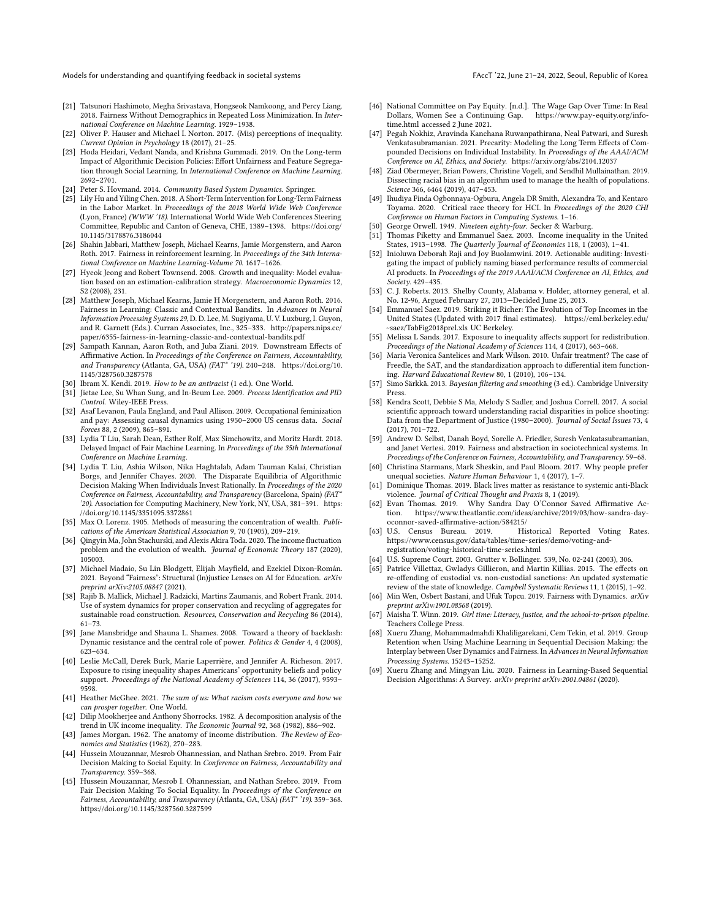[21] Tatsunori Hashimoto, Megha Srivastava, Hongseok Namkoong, and Percy Liang. 2018. Fairness Without Demographics in Repeated Loss Minimization. In *International Conference on Machine Learning*. 1929–1938.

[22] Oliver P. Hauser and Michael I. Norton. 2017. (Mis) perceptions of inequality. *Current Opinion in Psychology* 18 (2017), 21–25.

[23] Hoda Heidari, Vedant Nanda, and Krishna Gummadi. 2019. On the Long-term Impact of Algorithmic Decision Policies: Effort Unfairness and Feature Segregation through Social Learning. In *International Conference on Machine Learning*. 2692–2701.

[24] Peter S. Hovmand. 2014. *Community Based System Dynamics*. Springer.

[25] Lily Hu and Yiling Chen. 2018. A Short-Term Intervention for Long-Term Fairness in the Labor Market. In *Proceedings of the 2018 World Wide Web Conference* (Lyon, France) *(WWW '18)*. International World Wide Web Conferences Steering Committee, Republic and Canton of Geneva, CHE, 1389–1398. https://doi.org/10.1145/3178876.3186044

[26] Shahin Jabbari, Matthew Joseph, Michael Kearns, Jamie Morgenstern, and Aaron Roth. 2017. Fairness in reinforcement learning. In *Proceedings of the 34th International Conference on Machine Learning-Volume 70*. 1617–1626.

[27] Hyeok Jeong and Robert Townsend. 2008. Growth and inequality: Model evaluation based on an estimation-calibration strategy. *Macroeconomic Dynamics* 12, S2 (2008), 231.

[28] Matthew Joseph, Michael Kearns, Jamie H Morgenstern, and Aaron Roth. 2016. Fairness in Learning: Classic and Contextual Bandits. In *Advances in Neural Information Processing Systems 29*, D. D. Lee, M. Sugiyama, U. V. Luxburg, I. Guyon, and R. Garnett (Eds.). Curran Associates, Inc., 325–333. http://papers.nips.cc/paper/6355-fairness-in-learning-classic-and-contextual-bandits.pdf

[29] Sampath Kannan, Aaron Roth, and Juba Ziani. 2019. Downstream Effects of Affirmative Action. In *Proceedings of the Conference on Fairness, Accountability, and Transparency* (Atlanta, GA, USA) *(FAT* '19)*. 240–248. https://doi.org/10.1145/3287560.3287578

[30] Ibram X. Kendi. 2019. *How to be an antiracist* (1 ed.). One World.

[31] Jietae Lee, Su Whan Sung, and In-Beum Lee. 2009. *Process Identification and PID Control*. Wiley-IEEE Press.

[32] Asaf Levanon, Paula England, and Paul Allison. 2009. Occupational feminization and pay: Assessing causal dynamics using 1950–2000 US census data. *Social Forces* 88, 2 (2009), 865–891.

[33] Lydia T Liu, Sarah Dean, Esther Rolf, Max Simchowitz, and Moritz Hardt. 2018. Delayed Impact of Fair Machine Learning. In *Proceedings of the 35th International Conference on Machine Learning*.

[34] Lydia T. Liu, Ashia Wilson, Nika Haghtalab, Adam Tauman Kalai, Christian Borgs, and Jennifer Chayes. 2020. The Disparate Equilibria of Algorithmic Decision Making When Individuals Invest Rationally. In *Proceedings of the 2020 Conference on Fairness, Accountability, and Transparency* (Barcelona, Spain) *(FAT* '20)*. Association for Computing Machinery, New York, NY, USA, 381–391. https://doi.org/10.1145/3351095.3372861

[35] Max O. Lorenz. 1905. Methods of measuring the concentration of wealth. *Publications of the American Statistical Association* 9, 70 (1905), 209–219.

[36] Qingyin Ma, John Stachurski, and Alexis Akira Toda. 2020. The income fluctuation problem and the evolution of wealth. *Journal of Economic Theory* 187 (2020), 105003.

[37] Michael Madaio, Su Lin Blodgett, Elijah Mayfield, and Ezekiel Dixon-Román. 2021. Beyond "Fairness": Structural (In)justice Lenses on AI for Education. *arXiv preprint arXiv:2105.08847* (2021).

[38] Rajib B. Mallick, Michael J. Radzicki, Martins Zaumanis, and Robert Frank. 2014. Use of system dynamics for proper conservation and recycling of aggregates for sustainable road construction. *Resources, Conservation and Recycling* 86 (2014), 61–73.

[39] Jane Mansbridge and Shauna L. Shames. 2008. Toward a theory of backlash: Dynamic resistance and the central role of power. *Politics & Gender* 4, 4 (2008), 623–634.

[40] Leslie McCall, Derek Burk, Marie Laperrière, and Jennifer A. Richeson. 2017. Exposure to rising inequality shapes Americans' opportunity beliefs and policy support. *Proceedings of the National Academy of Sciences* 114, 36 (2017), 9593–9598.

[41] Heather McGhee. 2021. *The sum of us: What racism costs everyone and how we can prosper together*. One World.

[42] Dilip Mookherjee and Anthony Shorrocks. 1982. A decomposition analysis of the trend in UK income inequality. *The Economic Journal* 92, 368 (1982), 886–902.

[43] James Morgan. 1962. The anatomy of income distribution. *The Review of Economics and Statistics* (1962), 270–283.

[44] Hussein Mouzannar, Mesrob Ohannessian, and Nathan Srebro. 2019. From Fair Decision Making to Social Equity. In *Conference on Fairness, Accountability and Transparency*. 359–368.

[45] Hussein Mouzannar, Mesrob I. Ohannessian, and Nathan Srebro. 2019. From Fair Decision Making To Social Equality. In *Proceedings of the Conference on Fairness, Accountability, and Transparency* (Atlanta, GA, USA) *(FAT* '19)*. 359–368. https://doi.org/10.1145/3287560.3287599

[46] National Committee on Pay Equity. [n.d.]. The Wage Gap Over Time: In Real Dollars, Women See a Continuing Gap. https://www.pay-equity.org/info-time.html accessed 2 June 2021.

[47] Pegah Nokhiz, Aravinda Kanchana Ruwanpathirana, Neal Patwari, and Suresh Venkatasubramanian. 2021. Precarity: Modeling the Long Term Effects of Compounded Decisions on Individual Instability. In *Proceedings of the AAAI/ACM Conference on AI, Ethics, and Society*. https://arxiv.org/abs/2104.12037

[48] Ziad Obermeyer, Brian Powers, Christine Vogeli, and Sendhil Mullainathan. 2019. Dissecting racial bias in an algorithm used to manage the health of populations. *Science* 366, 6464 (2019), 447–453.

[49] Ihudiya Finda Ogbonnaya-Ogburu, Angela DR Smith, Alexandra To, and Kentaro Toyama. 2020. Critical race theory for HCI. In *Proceedings of the 2020 CHI Conference on Human Factors in Computing Systems*. 1–16.

[50] George Orwell. 1949. *Nineteen eighty-four*. Secker & Warburg.

[51] Thomas Piketty and Emmanuel Saez. 2003. Income inequality in the United States, 1913–1998. *The Quarterly Journal of Economics* 118, 1 (2003), 1–41.

[52] Inioluwa Deborah Raji and Joy Buolamwini. 2019. Actionable auditing: Investigating the impact of publicly naming biased performance results of commercial AI products. In *Proceedings of the 2019 AAAI/ACM Conference on AI, Ethics, and Society*. 429–435.

[53] C. J. Roberts. 2013. Shelby County, Alabama v. Holder, attorney general, et al. No. 12-96, Argued February 27, 2013—Decided June 25, 2013.

[54] Emmanuel Saez. 2019. Striking it Richer: The Evolution of Top Incomes in the United States (Updated with 2017 final estimates). https://eml.berkeley.edu/~saez/TabFig2018prel.xls UC Berkeley.

[55] Melissa L Sands. 2017. Exposure to inequality affects support for redistribution. *Proceedings of the National Academy of Sciences* 114, 4 (2017), 663–668.

[56] Maria Veronica Santelices and Mark Wilson. 2010. Unfair treatment? The case of Freedle, the SAT, and the standardization approach to differential item functioning. *Harvard Educational Review* 80, 1 (2010), 106–134.

[57] Simo Särkkä. 2013. *Bayesian filtering and smoothing* (3 ed.). Cambridge University Press.

[58] Kendra Scott, Debbie S Ma, Melody S Sadler, and Joshua Correll. 2017. A social scientific approach toward understanding racial disparities in police shooting: Data from the Department of Justice (1980–2000). *Journal of Social Issues* 73, 4 (2017), 701–722.

[59] Andrew D. Selbst, Danah Boyd, Sorelle A. Friedler, Suresh Venkatasubramanian, and Janet Vertesi. 2019. Fairness and abstraction in sociotechnical systems. In *Proceedings of the Conference on Fairness, Accountability, and Transparency*. 59–68.

[60] Christina Starmans, Mark Sheskin, and Paul Bloom. 2017. Why people prefer unequal societies. *Nature Human Behaviour* 1, 4 (2017), 1–7.

[61] Dominique Thomas. 2019. Black lives matter as resistance to systemic anti-Black violence. *Journal of Critical Thought and Praxis* 8, 1 (2019).

[62] Evan Thomas. 2019. Why Sandra Day O'Connor Saved Affirmative Action. https://www.theatlantic.com/ideas/archive/2019/03/how-sandra-day-oconnor-saved-affirmative-action/584215/

[63] U.S. Census Bureau. 2019. Historical Reported Voting Rates. https://www.census.gov/data/tables/time-series/demo/voting-and-registration/voting-historical-time-series.html

[64] U.S. Supreme Court. 2003. Grutter v. Bollinger. 539, No. 02-241 (2003), 306.

[65] Patrice Villettaz, Gwladys Gillieron, and Martin Killias. 2015. The effects on re-offending of custodial vs. non-custodial sanctions: An updated systematic review of the state of knowledge. *Campbell Systematic Reviews* 11, 1 (2015), 1–92.

[66] Min Wen, Osbert Bastani, and Ufuk Topcu. 2019. Fairness with Dynamics. *arXiv preprint arXiv:1901.08568* (2019).

[67] Maisha T. Winn. 2019. *Girl time: Literacy, justice, and the school-to-prison pipeline*. Teachers College Press.

[68] Xueru Zhang, Mohammadmahdi Khaliligarekani, Cem Tekin, et al. 2019. Group Retention when Using Machine Learning in Sequential Decision Making: the Interplay between User Dynamics and Fairness. In *Advances in Neural Information Processing Systems*. 15243–15252.

[69] Xueru Zhang and Mingyan Liu. 2020. Fairness in Learning-Based Sequential Decision Algorithms: A Survey. *arXiv preprint arXiv:2001.04861* (2020).